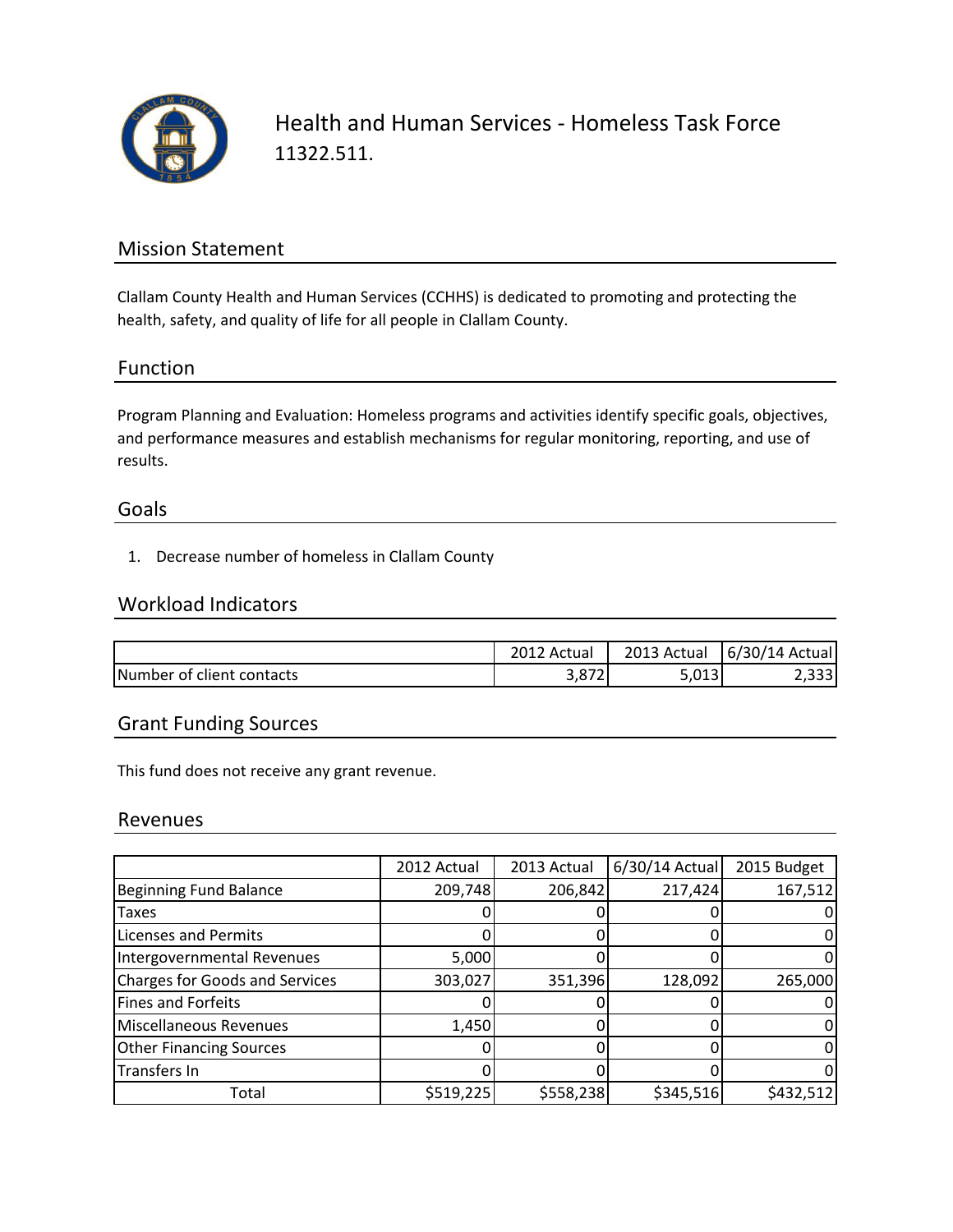# Health and Human Services - Homeless Task Force

11322.511.

## Mission Statement

Clallam County Health and Human Services (CCHHS) is dedicated to promoting and protecting the health, safety, and quality of life for all people in Clallam County.

## Function

Program Planning and Evaluation: Homeless programs and activities identify specific goals, objectives, and performance measures and establish mechanisms for regular monitoring, reporting, and use of results.

## Goals

1. Decrease number of homeless in Clallam County

## Workload Indicators

| | 2012 Actual | 2013 Actual | 6/30/14 Actual |
|---|---|---|---|
| Number of client contacts | 3,872 | 5,013 | 2,333 |

## Grant Funding Sources

This fund does not receive any grant revenue.

## Revenues

| | 2012 Actual | 2013 Actual | 6/30/14 Actual | 2015 Budget |
|---|---|---|---|---|
| Beginning Fund Balance | 209,748 | 206,842 | 217,424 | 167,512 |
| Taxes | 0 | 0 | 0 | 0 |
| Licenses and Permits | 0 | 0 | 0 | 0 |
| Intergovernmental Revenues | 5,000 | 0 | 0 | 0 |
| Charges for Goods and Services | 303,027 | 351,396 | 128,092 | 265,000 |
| Fines and Forfeits | 0 | 0 | 0 | 0 |
| Miscellaneous Revenues | 1,450 | 0 | 0 | 0 |
| Other Financing Sources | 0 | 0 | 0 | 0 |
| Transfers In | 0 | 0 | 0 | 0 |
| Total | $519,225 | $558,238 | $345,516 | $432,512 |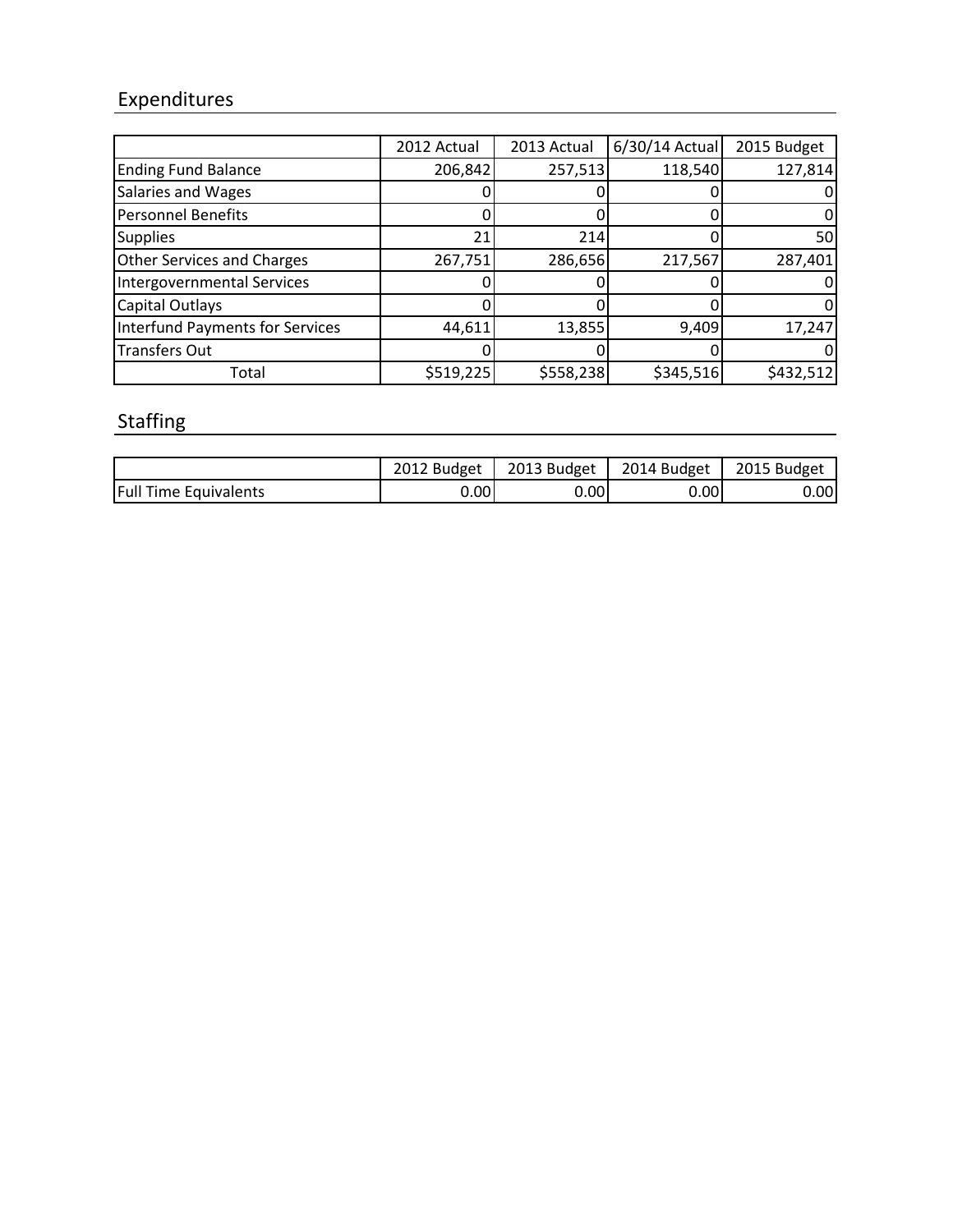## Expenditures

| | 2012 Actual | 2013 Actual | 6/30/14 Actual | 2015 Budget |
|---|---|---|---|---|
| Ending Fund Balance | 206,842 | 257,513 | 118,540 | 127,814 |
| Salaries and Wages | 0 | 0 | 0 | 0 |
| Personnel Benefits | 0 | 0 | 0 | 0 |
| Supplies | 21 | 214 | 0 | 50 |
| Other Services and Charges | 267,751 | 286,656 | 217,567 | 287,401 |
| Intergovernmental Services | 0 | 0 | 0 | 0 |
| Capital Outlays | 0 | 0 | 0 | 0 |
| Interfund Payments for Services | 44,611 | 13,855 | 9,409 | 17,247 |
| Transfers Out | 0 | 0 | 0 | 0 |
| Total | $519,225 | $558,238 | $345,516 | $432,512 |

## Staffing

| | 2012 Budget | 2013 Budget | 2014 Budget | 2015 Budget |
|---|---|---|---|---|
| Full Time Equivalents | 0.00 | 0.00 | 0.00 | 0.00 |